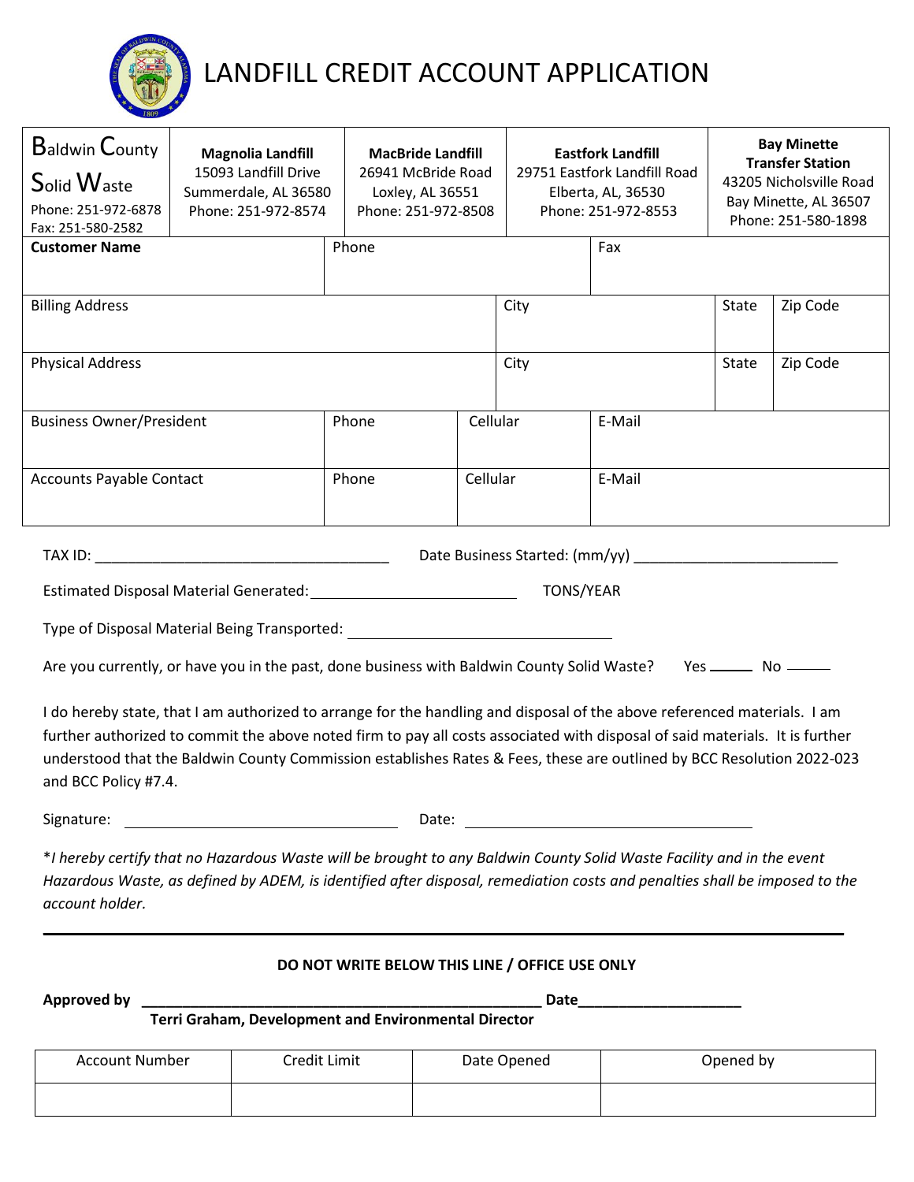# LANDFILL CREDIT ACCOUNT APPLICATION

| Baldwin County Solid Waste<br>Phone: 251-972-6878<br>Fax: 251-580-2582 | **Magnolia Landfill**<br>15093 Landfill Drive<br>Summerdale, AL 36580<br>Phone: 251-972-8574 | **MacBride Landfill**<br>26941 McBride Road<br>Loxley, AL 36551<br>Phone: 251-972-8508 | **Eastfork Landfill**<br>29751 Eastfork Landfill Road<br>Elberta, AL, 36530<br>Phone: 251-972-8553 | **Bay Minette Transfer Station**<br>43205 Nicholsville Road<br>Bay Minette, AL 36507<br>Phone: 251-580-1898 |
|---|---|---|---|---|

| **Customer Name** | Phone | | Fax | | |
|---|---|---|---|---|---|
| Billing Address | | City | | State | Zip Code |
| Physical Address | | City | | State | Zip Code |
| Business Owner/President | Phone | Cellular | E-Mail | | |
| Accounts Payable Contact | Phone | Cellular | E-Mail | | |

TAX ID: ____________________________________ Date Business Started: (mm/yy) _________________________

Estimated Disposal Material Generated: __________________________ TONS/YEAR

Type of Disposal Material Being Transported: __________________________________

Are you currently, or have you in the past, done business with Baldwin County Solid Waste? Yes ______ No ______

I do hereby state, that I am authorized to arrange for the handling and disposal of the above referenced materials. I am further authorized to commit the above noted firm to pay all costs associated with disposal of said materials. It is further understood that the Baldwin County Commission establishes Rates & Fees, these are outlined by BCC Resolution 2022-023 and BCC Policy #7.4.

Signature: ___________________________________ Date: ______________________________________

**I hereby certify that no Hazardous Waste will be brought to any Baldwin County Solid Waste Facility and in the event Hazardous Waste, as defined by ADEM, is identified after disposal, remediation costs and penalties shall be imposed to the account holder.*

---

**DO NOT WRITE BELOW THIS LINE / OFFICE USE ONLY**

**Approved by** ___________________________________________________ **Date**____________________
**Terri Graham, Development and Environmental Director**

| Account Number | Credit Limit | Date Opened | Opened by |
|---|---|---|---|
| | | | |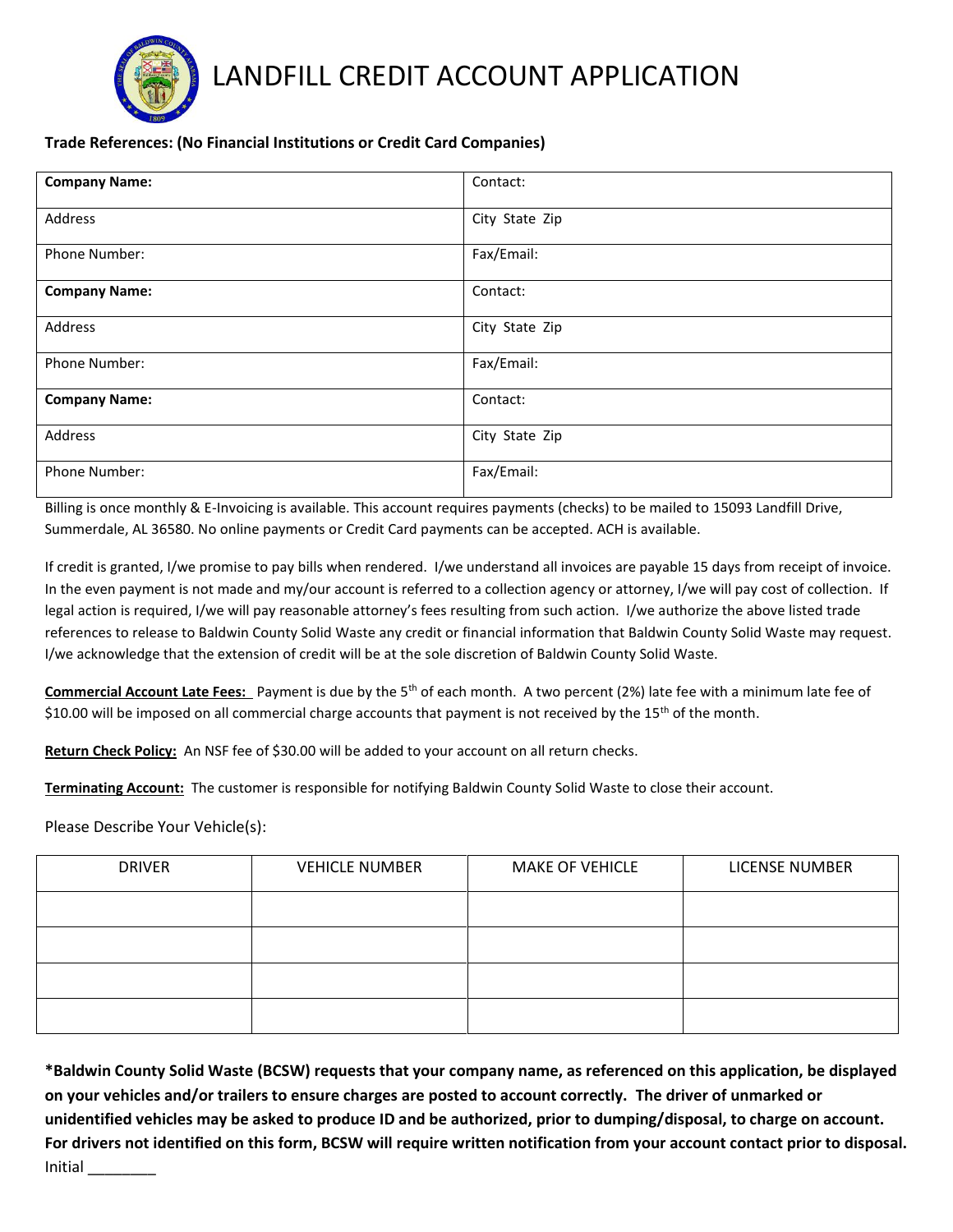# LANDFILL CREDIT ACCOUNT APPLICATION

**Trade References: (No Financial Institutions or Credit Card Companies)**

| **Company Name:** | Contact: |
|---|---|
| Address | City State Zip |
| Phone Number: | Fax/Email: |
| **Company Name:** | Contact: |
| Address | City State Zip |
| Phone Number: | Fax/Email: |
| **Company Name:** | Contact: |
| Address | City State Zip |
| Phone Number: | Fax/Email: |

Billing is once monthly & E-Invoicing is available. This account requires payments (checks) to be mailed to 15093 Landfill Drive, Summerdale, AL 36580. No online payments or Credit Card payments can be accepted. ACH is available.

If credit is granted, I/we promise to pay bills when rendered. I/we understand all invoices are payable 15 days from receipt of invoice. In the even payment is not made and my/our account is referred to a collection agency or attorney, I/we will pay cost of collection. If legal action is required, I/we will pay reasonable attorney's fees resulting from such action. I/we authorize the above listed trade references to release to Baldwin County Solid Waste any credit or financial information that Baldwin County Solid Waste may request. I/we acknowledge that the extension of credit will be at the sole discretion of Baldwin County Solid Waste.

**Commercial Account Late Fees:** Payment is due by the 5th of each month. A two percent (2%) late fee with a minimum late fee of $10.00 will be imposed on all commercial charge accounts that payment is not received by the 15th of the month.

**Return Check Policy:** An NSF fee of $30.00 will be added to your account on all return checks.

**Terminating Account:** The customer is responsible for notifying Baldwin County Solid Waste to close their account.

Please Describe Your Vehicle(s):

| DRIVER | VEHICLE NUMBER | MAKE OF VEHICLE | LICENSE NUMBER |
|---|---|---|---|
| | | | |
| | | | |
| | | | |
| | | | |

**\*Baldwin County Solid Waste (BCSW) requests that your company name, as referenced on this application, be displayed on your vehicles and/or trailers to ensure charges are posted to account correctly. The driver of unmarked or unidentified vehicles may be asked to produce ID and be authorized, prior to dumping/disposal, to charge on account. For drivers not identified on this form, BCSW will require written notification from your account contact prior to disposal.**

Initial ________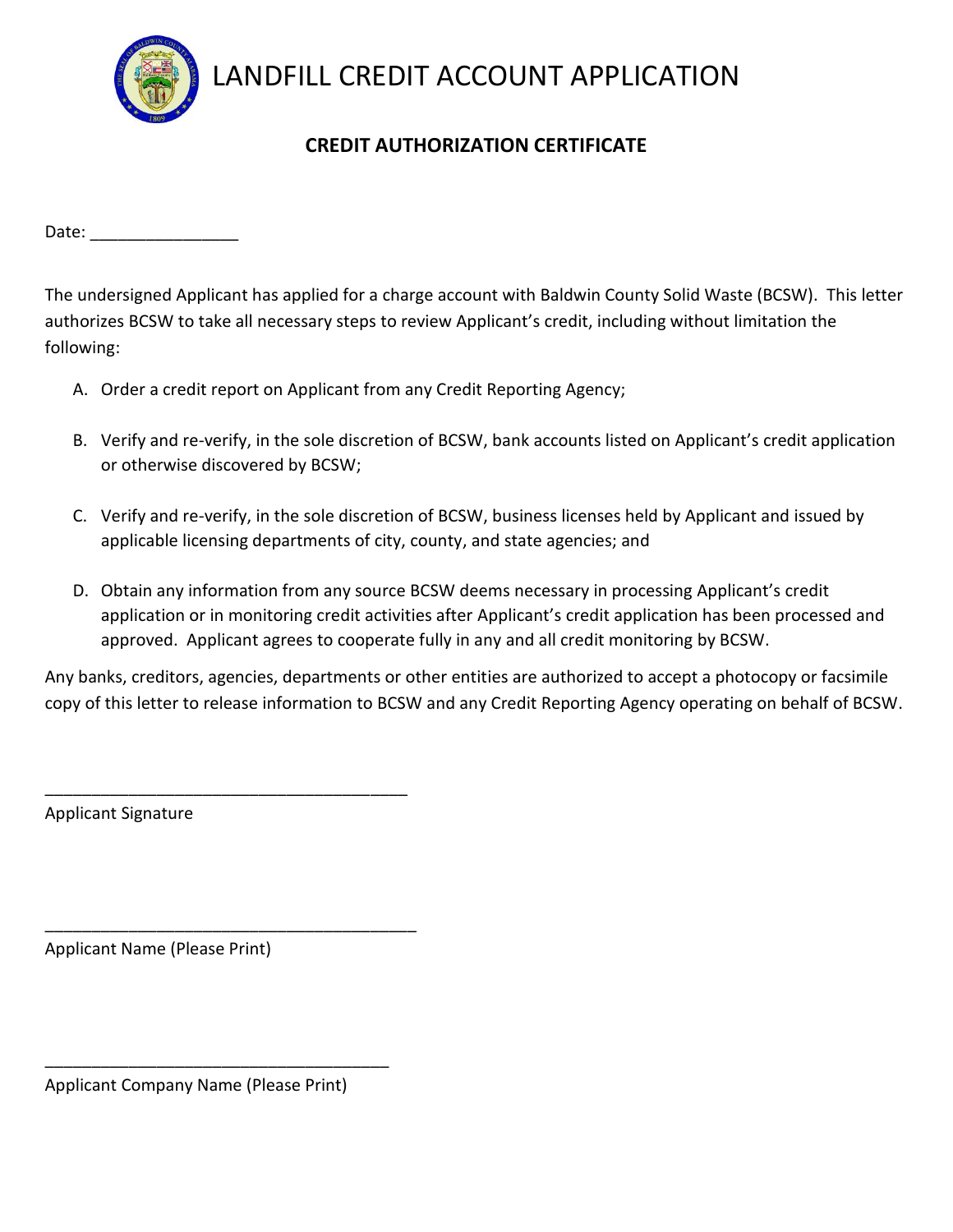# LANDFILL CREDIT ACCOUNT APPLICATION

## CREDIT AUTHORIZATION CERTIFICATE

Date: _______________

The undersigned Applicant has applied for a charge account with Baldwin County Solid Waste (BCSW). This letter authorizes BCSW to take all necessary steps to review Applicant's credit, including without limitation the following:

A. Order a credit report on Applicant from any Credit Reporting Agency;

B. Verify and re-verify, in the sole discretion of BCSW, bank accounts listed on Applicant's credit application or otherwise discovered by BCSW;

C. Verify and re-verify, in the sole discretion of BCSW, business licenses held by Applicant and issued by applicable licensing departments of city, county, and state agencies; and

D. Obtain any information from any source BCSW deems necessary in processing Applicant's credit application or in monitoring credit activities after Applicant's credit application has been processed and approved. Applicant agrees to cooperate fully in any and all credit monitoring by BCSW.

Any banks, creditors, agencies, departments or other entities are authorized to accept a photocopy or facsimile copy of this letter to release information to BCSW and any Credit Reporting Agency operating on behalf of BCSW.

_______________________________________

Applicant Signature

_______________________________________

Applicant Name (Please Print)

_______________________________________

Applicant Company Name (Please Print)